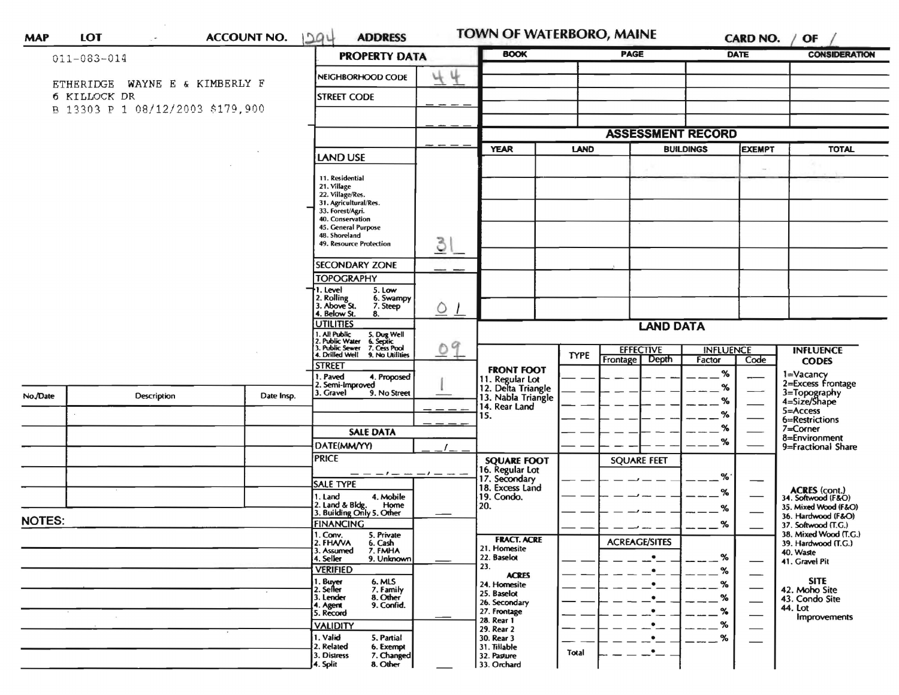# TOWN OF WATERBORO, MAINE

**MAP** | **LOT** | **ACCOUNT NO.** 1294 | **ADDRESS** | **CARD NO.** 1 **OF** 1

011-083-014

ETHERIDGE WAYNE E & KIMBERLY F
6 KILLOCK DR
B 13303 P 1 08/12/2003 $179,900

## PROPERTY DATA

| Field | Value |
|---|---|
| NEIGHBORHOOD CODE | 44 |
| STREET CODE | |
| LAND USE (11. Residential, 21. Village, 22. Village/Res., 31. Agricultural/Res., 33. Forest/Agri., 40. Conservation, 45. General Purpose, 48. Shoreland, 49. Resource Protection) | 31 |
| SECONDARY ZONE | |
| TOPOGRAPHY (1. Level, 2. Rolling, 3. Above St., 4. Below St., 5. Low, 6. Swampy, 7. Steep, 8.) | 0 1 |
| UTILITIES (1. All Public, 2. Public Water, 3. Public Sewer, 4. Drilled Well, 5. Dug Well, 6. Septic, 7. Cess Pool, 9. No Utilities) | 0 9 |
| STREET (1. Paved, 2. Semi-Improved, 3. Gravel, 4. Proposed, 9. No Street) | 1 |

## SALE DATA

| Field | Value |
|---|---|
| DATE(MM/YY) | |
| PRICE | |
| SALE TYPE (1. Land, 2. Land & Bldg., 3. Building Only, 4. Mobile Home, 5. Other) | |
| FINANCING (1. Conv., 2. FHA/VA, 3. Assumed, 4. Seller, 5. Private, 6. Cash, 7. FMHA, 9. Unknown) | |
| VERIFIED (1. Buyer, 2. Seller, 3. Lender, 4. Agent, 5. Record, 6. MLS, 7. Family, 8. Other, 9. Confid.) | |
| VALIDITY (1. Valid, 2. Related, 3. Distress, 4. Split, 5. Partial, 6. Exempt, 7. Changed, 8. Other) | |

| BOOK | PAGE | DATE | CONSIDERATION |
|---|---|---|---|
| | | | |

## ASSESSMENT RECORD

| YEAR | LAND | BUILDINGS | EXEMPT | TOTAL |
|---|---|---|---|---|
| | | | | |

| No./Date | Description | Date Insp. |
|---|---|---|
| | | |

**NOTES:**

## LAND DATA

| | TYPE | EFFECTIVE Frontage | EFFECTIVE Depth | INFLUENCE Factor | INFLUENCE Code |
|---|---|---|---|---|---|
| FRONT FOOT (11. Regular Lot, 12. Delta Triangle, 13. Nabla Triangle, 14. Rear Land, 15.) | | | | % | |
| SQUARE FOOT (16. Regular Lot, 17. Secondary, 18. Excess Land, 19. Condo., 20.) | | SQUARE FEET | | % | |
| FRACT. ACRE (21. Homesite, 22. Baselot, 23.) | | ACREAGE/SITES | | % | |
| ACRES (24. Homesite, 25. Baselot, 26. Secondary, 27. Frontage, 28. Rear 1, 29. Rear 2, 30. Rear 3, 31. Tillable, 32. Pasture, 33. Orchard) | Total | | | % | |

**INFLUENCE CODES**
1=Vacancy
2=Excess Frontage
3=Topography
4=Size/Shape
5=Access
6=Restrictions
7=Corner
8=Environment
9=Fractional Share

**ACRES (cont.)**
34. Softwood (F&O)
35. Mixed Wood (F&O)
36. Hardwood (F&O)
37. Softwood (T.G.)
38. Mixed Wood (T.G.)
39. Hardwood (T.G.)
40. Waste
41. Gravel Pit

**SITE**
42. Moho Site
43. Condo Site
44. Lot Improvements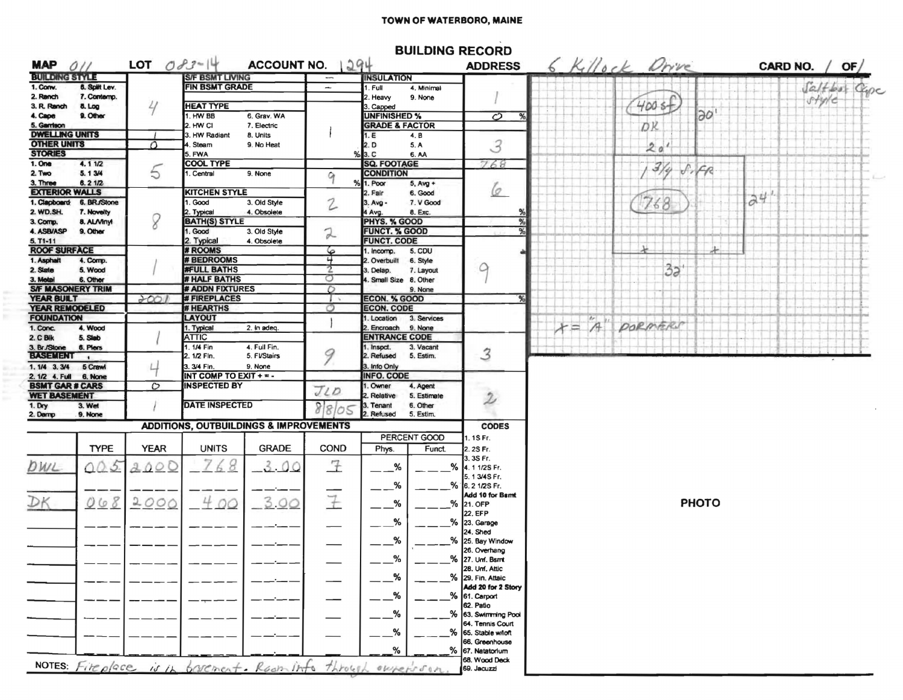**TOWN OF WATERBORO, MAINE**

# BUILDING RECORD

**MAP** 011 **LOT** 083-14 **ACCOUNT NO.** 1294 **ADDRESS** 6 Killock Drive **CARD NO.** 1 **OF** 1

| Field | Value | Field | Value | Field | Value |
|---|---|---|---|---|---|
| **BUILDING STYLE** (1. Conv. 2. Ranch 3. R. Ranch 4. Cape 5. Garrison 6. Split Lev. 7. Contemp. 8. Log 9. Other) | 4 | **S/F BSMT LIVING** | — | **INSULATION** (1. Full 2. Heavy 3. Capped 4. Minimal 9. None) | 1 |
| **DWELLING UNITS** | 1 | **FIN BSMT GRADE** | — | **UNFINISHED %** | 0 % |
| **OTHER UNITS** | 0 | **HEAT TYPE** (1. HW BB 2. HW CI 3. HW Radiant 4. Steam 5. FWA 6. Grav. WA 7. Electric 8. Units 9. No Heat) | 1 | **GRADE & FACTOR** (1. E 2. D 3. C 4. B 5. A 6. AA) | 3 |
| **STORIES** (1. One 2. Two 3. Three 4. 1 1/2 5. 1 3/4 6. 2 1/2) | 5 | **COOL TYPE** (1. Central 9. None) | 9 % | **SQ. FOOTAGE** | 768 |
| **EXTERIOR WALLS** (1. Clapboard 2. WD.SH. 3. Comp. 4. ASB/ASP 5. T1-11 6. BR./Stone 7. Novelty 8. AL/Vinyl 9. Other) | 8 | **KITCHEN STYLE** (1. Good 2. Typical 3. Old Style 4. Obsolete) | 2 | **CONDITION** (1. Poor 2. Fair 3. Avg - 4 Avg. 5. Avg + 6. Good 7. V Good 8. Exc.) | 6 |
| | | **BATH(S) STYLE** (1. Good 2. Typical 3. Old Style 4. Obsolete) | 2 | **PHYS. % GOOD** | % |
| **ROOF SURFACE** (1. Asphalt 2. Slate 3. Metal 4. Comp. 5. Wood 6. Other) | 1 | **# ROOMS** | 6 | **FUNCT. % GOOD** | % |
| | | **# BEDROOMS** | 4 | **FUNCT. CODE** (1. Incomp. 2. Overbuilt 3. Delap. 4. Small Size 5. CDU 6. Style 7. Layout 8. Other 9. None) | 9 |
| | | **#FULL BATHS** | 2 | | |
| | | **# HALF BATHS** | 0 | | |
| **S/F MASONERY TRIM** | | **# ADDN FIXTURES** | 0 | | |
| **YEAR BUILT** | 2001 | **# FIREPLACES** | 1 | **ECON. % GOOD** | % |
| **YEAR REMODELED** | | **# HEARTHS** | 0 | **ECON. CODE** (1. Location 2. Encroach 3. Services 9. None) | |
| **FOUNDATION** (1. Conc. 2. C Blk 3. Br./Stone 4. Wood 5. Slab 6. Piers) | 1 | **LAYOUT** (1. Typical 2. In adeq.) | 1 | | |
| **BASEMENT** (1. 1/4 2. 1/2 3. 3/4 4. Full 5 Crawl 6. None) | 4 | **ATTIC** (1. 1/4 Fin 2. 1/2 Fin. 3. 3/4 Fin. 4. Full Fin. 5. Fl/Stairs 9. None) | 9 | **ENTRANCE CODE** (1. Inspct. 2. Refused 3. Info Only 3. Vacant 5. Estim.) | 3 |
| **BSMT GAR # CARS** | 0 | **INT COMP TO EXIT + = -** | | **INFO. CODE** (1. Owner 2. Relative 3. Tenant 4. Agent 5. Estimate 6. Other) | 2 |
| **WET BASEMENT** (1. Dry 2. Damp 3. Wet 9. None) | 1 | **INSPECTED BY** | JLD | | |
| | | **DATE INSPECTED** | 8/8/05 | | |

Sketch notes: Saltbox Cape style; DK 400 sf, 20' × 20'; 1 3/4 S. FR 768, 24' × 32'; X = "A" DORMERS

## ADDITIONS, OUTBUILDINGS & IMPROVEMENTS

| | TYPE | YEAR | UNITS | GRADE | COND | PERCENT GOOD Phys. | Funct. |
|---|---|---|---|---|---|---|---|
| DWL | 005 | 2000 | 768 | 3.00 | 7 | % | % |
| | | | | | | % | % |
| DK | 068 | 2000 | 400 | 3.00 | 7 | % | % |

**CODES**
1. 1S Fr.
2. 2S Fr.
3. 3S Fr.
4. 1 1/2S Fr.
5. 1 3/4S Fr.
6. 2 1/2S Fr.
Add 10 for Bsmt
21. OFP
22. EFP
23. Garage
24. Shed
25. Bay Window
26. Overhang
27. Unf. Bsmt
28. Unf. Attic
29. Fin. Attaic
Add 20 for 2 Story
61. Carport
62. Patio
63. Swimming Pool
64. Tennis Court
65. Stable w/loft
66. Greenhouse
67. Natatorium
68. Wood Deck
69. Jacuzzi

**NOTES:** Fireplace is in basement. Room info through owner's son.

PHOTO